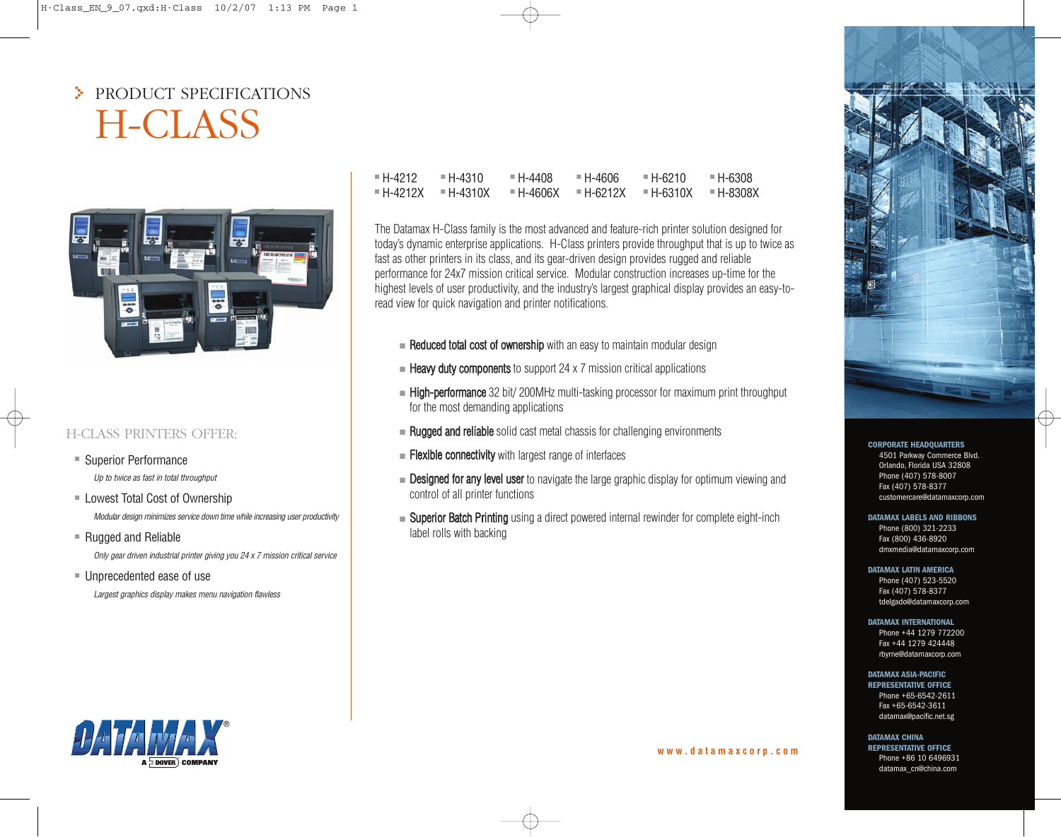# PRODUCT SPECIFICATIONS

# H-CLASS

## H-CLASS PRINTERS OFFER:

- Superior Performance
  *Up to twice as fast in total throughput*
- Lowest Total Cost of Ownership
  *Modular design minimizes service down time while increasing user productivity*
- Rugged and Reliable
  *Only gear driven industrial printer giving you 24 x 7 mission critical service*
- Unprecedented ease of use
  *Largest graphics display makes menu navigation flawless*

- H-4212
- H-4212X
- H-4310
- H-4310X
- H-4408
- H-4606
- H-4606X
- H-6210
- H-6212X
- H-6308
- H-6310X
- H-8308X

The Datamax H-Class family is the most advanced and feature-rich printer solution designed for today's dynamic enterprise applications. H-Class printers provide throughput that is up to twice as fast as other printers in its class, and its gear-driven design provides rugged and reliable performance for 24x7 mission critical service. Modular construction increases up-time for the highest levels of user productivity, and the industry's largest graphical display provides an easy-to-read view for quick navigation and printer notifications.

- **Reduced total cost of ownership** with an easy to maintain modular design
- **Heavy duty components** to support 24 x 7 mission critical applications
- **High-performance** 32 bit/ 200MHz multi-tasking processor for maximum print throughput for the most demanding applications
- **Rugged and reliable** solid cast metal chassis for challenging environments
- **Flexible connectivity** with largest range of interfaces
- **Designed for any level user** to navigate the large graphic display for optimum viewing and control of all printer functions
- **Superior Batch Printing** using a direct powered internal rewinder for complete eight-inch label rolls with backing

DATAMAX® A DOVER COMPANY

www.datamaxcorp.com

**CORPORATE HEADQUARTERS**
4501 Parkway Commerce Blvd.
Orlando, Florida USA 32808
Phone (407) 578-8007
Fax (407) 578-8377
customercare@datamaxcorp.com

**DATAMAX LABELS AND RIBBONS**
Phone (800) 321-2233
Fax (800) 436-8920
dmxmedia@datamaxcorp.com

**DATAMAX LATIN AMERICA**
Phone (407) 523-5520
Fax (407) 578-8377
tdelgado@datamaxcorp.com

**DATAMAX INTERNATIONAL**
Phone +44 1279 772200
Fax +44 1279 424448
rbyrne@datamaxcorp.com

**DATAMAX ASIA-PACIFIC REPRESENTATIVE OFFICE**
Phone +65-6542-2611
Fax +65-6542-3611
datamax@pacific.net.sg

**DATAMAX CHINA REPRESENTATIVE OFFICE**
Phone +86 10 6496931
datamax_cn@china.com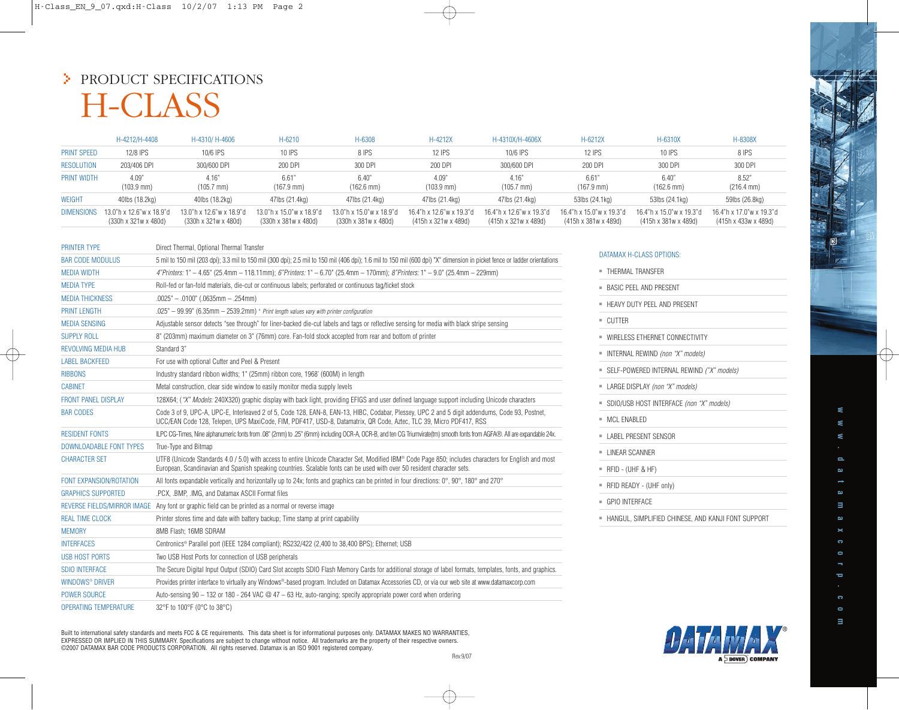# PRODUCT SPECIFICATIONS

# H-CLASS

| | H-4212/H-4408 | H-4310/ H-4606 | H-6210 | H-6308 | H-4212X | H-4310X/H-4606X | H-6212X | H-6310X | H-8308X |
|---|---|---|---|---|---|---|---|---|---|
| PRINT SPEED | 12/8 IPS | 10/6 IPS | 10 IPS | 8 IPS | 12 IPS | 10/6 IPS | 12 IPS | 10 IPS | 8 IPS |
| RESOLUTION | 203/406 DPI | 300/600 DPI | 200 DPI | 300 DPI | 200 DPI | 300/600 DPI | 200 DPI | 300 DPI | 300 DPI |
| PRINT WIDTH | 4.09" (103.9 mm) | 4.16" (105.7 mm) | 6.61" (167.9 mm) | 6.40" (162.6 mm) | 4.09" (103.9 mm) | 4.16" (105.7 mm) | 6.61" (167.9 mm) | 6.40" (162.6 mm) | 8.52" (216.4 mm) |
| WEIGHT | 40lbs (18.2kg) | 40lbs (18.2kg) | 47lbs (21.4kg) | 47lbs (21.4kg) | 47lbs (21.4kg) | 47lbs (21.4kg) | 53lbs (24.1kg) | 53lbs (24.1kg) | 59lbs (26.8kg) |
| DIMENSIONS | 13.0"h x 12.6"w x 18.9"d (330h x 321w x 480d) | 13.0"h x 12.6"w x 18.9"d (330h x 321w x 480d) | 13.0"h x 15.0"w x 18.9"d (330h x 381w x 480d) | 13.0"h x 15.0"w x 18.9"d (330h x 381w x 480d) | 16.4"h x 12.6"w x 19.3"d (415h x 321w x 489d) | 16.4"h x 12.6"w x 19.3"d (415h x 321w x 489d) | 16.4"h x 15.0"w x 19.3"d (415h x 381w x 489d) | 16.4"h x 15.0"w x 19.3"d (415h x 381w x 489d) | 16.4"h x 17.0"w x 19.3"d (415h x 433w x 489d) |

| | |
|---|---|
| PRINTER TYPE | Direct Thermal, Optional Thermal Transfer |
| BAR CODE MODULUS | 5 mil to 150 mil (203 dpi); 3.3 mil to 150 mil (300 dpi); 2.5 mil to 150 mil (406 dpi); 1.6 mil to 150 mil (600 dpi) "X" dimension in picket fence or ladder orientations |
| MEDIA WIDTH | *4"Printers:* 1" – 4.65" (25.4mm – 118.11mm); *6"Printers:* 1" – 6.70" (25.4mm – 170mm); *8"Printers:* 1" – 9.0" (25.4mm – 229mm) |
| MEDIA TYPE | Roll-fed or fan-fold materials, die-cut or continuous labels; perforated or continuous tag/ticket stock |
| MEDIA THICKNESS | .0025" – .0100" (.0635mm – .254mm) |
| PRINT LENGTH | .025" – 99.99" (6.35mm – 2539.2mm) * *Print length values vary with printer configuration* |
| MEDIA SENSING | Adjustable sensor detects "see through" for liner-backed die-cut labels and tags or reflective sensing for media with black stripe sensing |
| SUPPLY ROLL | 8" (203mm) maximum diameter on 3" (76mm) core. Fan-fold stock accepted from rear and bottom of printer |
| REVOLVING MEDIA HUB | Standard 3" |
| LABEL BACKFEED | For use with optional Cutter and Peel & Present |
| RIBBONS | Industry standard ribbon widths; 1" (25mm) ribbon core, 1968' (600M) in length |
| CABINET | Metal construction, clear side window to easily monitor media supply levels |
| FRONT PANEL DISPLAY | 128X64; (*"X" Models:* 240X320) graphic display with back light, providing EFIGS and user defined language support including Unicode characters |
| BAR CODES | Code 3 of 9, UPC-A, UPC-E, Interleaved 2 of 5, Code 128, EAN-8, EAN-13, HIBC, Codabar, Plessey, UPC 2 and 5 digit addendums, Code 93, Postnet, UCC/EAN Code 128, Telepen, UPS MaxiCode, FIM, PDF417, USD-8, Datamatrix, QR Code, Aztec, TLC 39, Micro PDF417, RSS |
| RESIDENT FONTS | ILPC CG-Times, Nine alphanumeric fonts from .08" (2mm) to .25" (6mm) including OCR-A, OCR-B, and ten CG Triumvirate(tm) smooth fonts from AGFA®. All are expandable 24x. |
| DOWNLOADABLE FONT TYPES | True-Type and Bitmap |
| CHARACTER SET | UTF8 (Unicode Standards 4.0 / 5.0) with access to entire Unicode Character Set, Modified IBM® Code Page 850; includes characters for English and most European, Scandinavian and Spanish speaking countries. Scalable fonts can be used with over 50 resident character sets. |
| FONT EXPANSION/ROTATION | All fonts expandable vertically and horizontally up to 24x; fonts and graphics can be printed in four directions: 0°, 90°, 180° and 270° |
| GRAPHICS SUPPORTED | .PCX, .BMP, .IMG, and Datamax ASCII Format files |
| REVERSE FIELDS/MIRROR IMAGE | Any font or graphic field can be printed as a normal or reverse image |
| REAL TIME CLOCK | Printer stores time and date with battery backup; Time stamp at print capability |
| MEMORY | 8MB Flash; 16MB SDRAM |
| INTERFACES | Centronics® Parallel port (IEEE 1284 compliant); RS232/422 (2,400 to 38,400 BPS); Ethernet; USB |
| USB HOST PORTS | Two USB Host Ports for connection of USB peripherals |
| SDIO INTERFACE | The Secure Digital Input Output (SDIO) Card Slot accepts SDIO Flash Memory Cards for additional storage of label formats, templates, fonts, and graphics. |
| WINDOWS® DRIVER | Provides printer interface to virtually any Windows®-based program. Included on Datamax Accessories CD, or via our web site at www.datamaxcorp.com |
| POWER SOURCE | Auto-sensing 90 – 132 or 180 - 264 VAC @ 47 – 63 Hz, auto-ranging; specify appropriate power cord when ordering |
| OPERATING TEMPERATURE | 32°F to 100°F (0°C to 38°C) |

## DATAMAX H-CLASS OPTIONS:

- THERMAL TRANSFER
- BASIC PEEL AND PRESENT
- HEAVY DUTY PEEL AND PRESENT
- CUTTER
- WIRELESS ETHERNET CONNECTIVITY
- INTERNAL REWIND *(non "X" models)*
- SELF-POWERED INTERNAL REWIND *("X" models)*
- LARGE DISPLAY *(non "X" models)*
- SDIO/USB HOST INTERFACE *(non "X" models)*
- MCL ENABLED
- LABEL PRESENT SENSOR
- LINEAR SCANNER
- RFID - (UHF & HF)
- RFID READY - (UHF only)
- GPIO INTERFACE
- HANGUL, SIMPLIFIED CHINESE, AND KANJI FONT SUPPORT

Built to international safety standards and meets FCC & CE requirements. This data sheet is for informational purposes only. DATAMAX MAKES NO WARRANTIES, EXPRESSED OR IMPLIED IN THIS SUMMARY. Specifications are subject to change without notice. All trademarks are the property of their respective owners. ©2007 DATAMAX BAR CODE PRODUCTS CORPORATION. All rights reserved. Datamax is an ISO 9001 registered company.

Rev.9/07

DATAMAX® A DOVER COMPANY

www.datamaxcorp.com